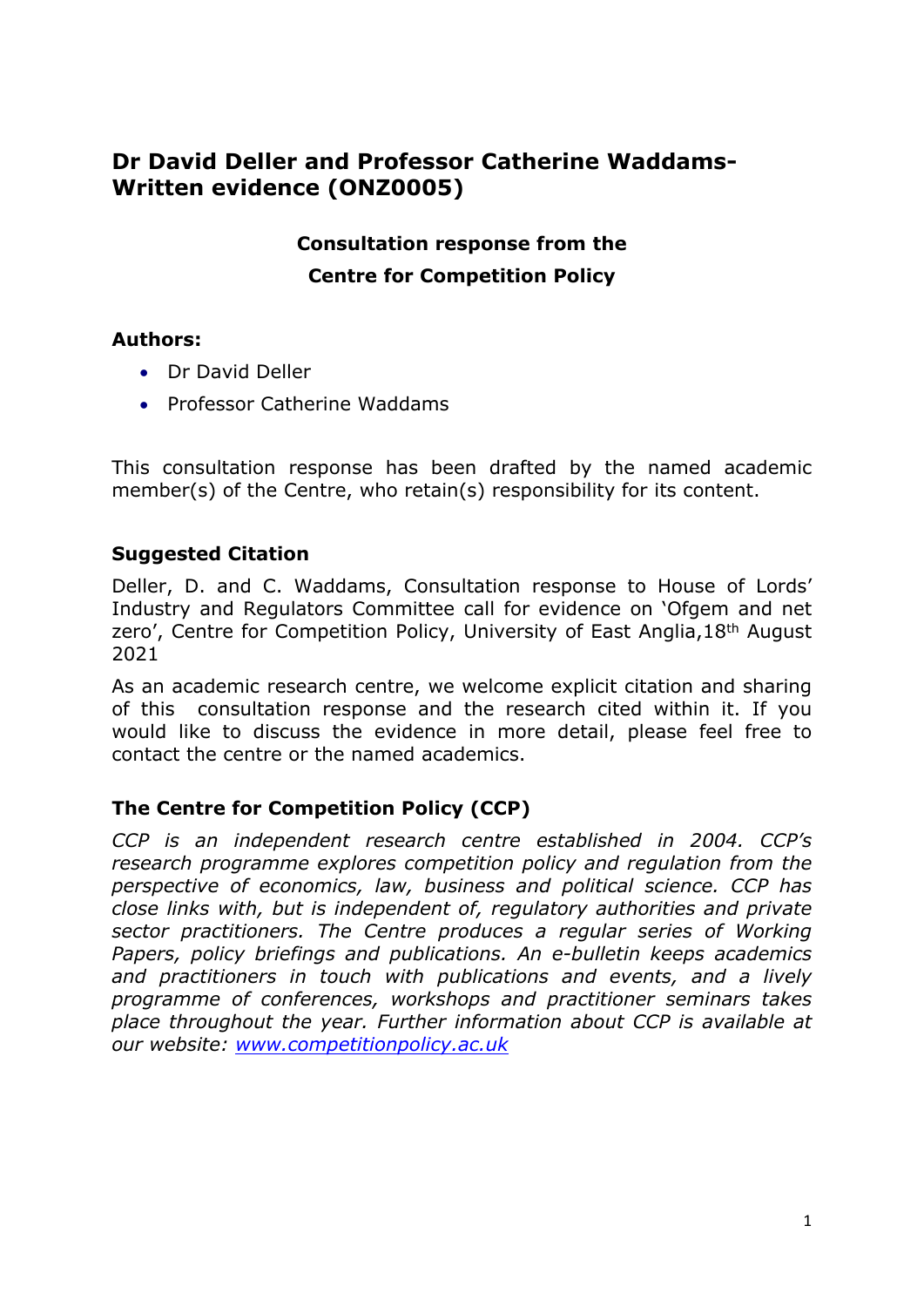# Dr David Deller and Professor Catherine Waddams-Written evidence (ONZ0005)

**Consultation response from the Centre for Competition Policy**

### Authors:

- Dr David Deller
- Professor Catherine Waddams

This consultation response has been drafted by the named academic member(s) of the Centre, who retain(s) responsibility for its content.

### Suggested Citation

Deller, D. and C. Waddams, Consultation response to House of Lords' Industry and Regulators Committee call for evidence on 'Ofgem and net zero', Centre for Competition Policy, University of East Anglia, 18th August 2021

As an academic research centre, we welcome explicit citation and sharing of this consultation response and the research cited within it. If you would like to discuss the evidence in more detail, please feel free to contact the centre or the named academics.

### The Centre for Competition Policy (CCP)

*CCP is an independent research centre established in 2004. CCP's research programme explores competition policy and regulation from the perspective of economics, law, business and political science. CCP has close links with, but is independent of, regulatory authorities and private sector practitioners. The Centre produces a regular series of Working Papers, policy briefings and publications. An e-bulletin keeps academics and practitioners in touch with publications and events, and a lively programme of conferences, workshops and practitioner seminars takes place throughout the year. Further information about CCP is available at our website: [www.competitionpolicy.ac.uk](http://www.competitionpolicy.ac.uk)*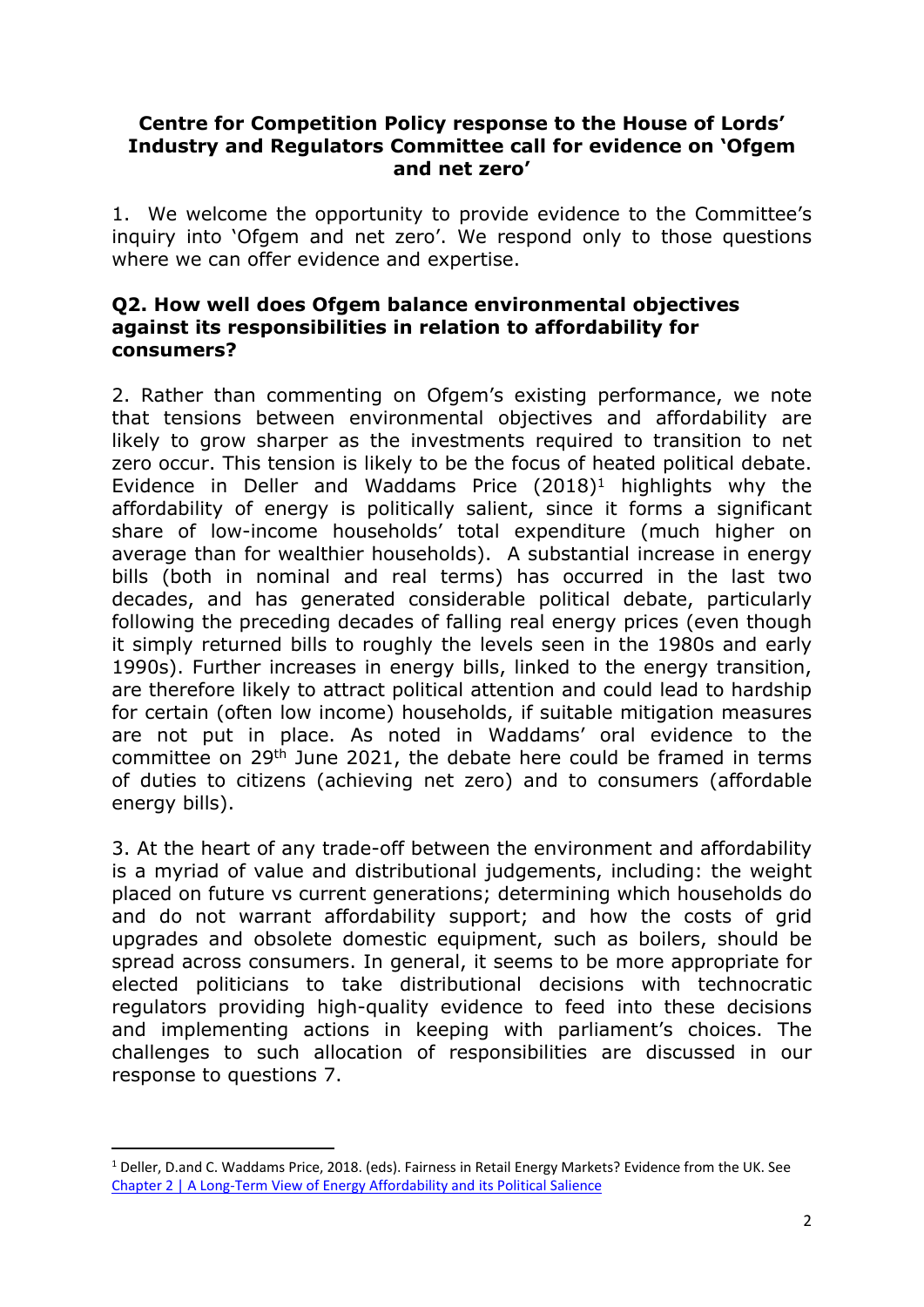## Centre for Competition Policy response to the House of Lords' Industry and Regulators Committee call for evidence on 'Ofgem and net zero'

1. We welcome the opportunity to provide evidence to the Committee's inquiry into 'Ofgem and net zero'. We respond only to those questions where we can offer evidence and expertise.

### Q2. How well does Ofgem balance environmental objectives against its responsibilities in relation to affordability for consumers?

2. Rather than commenting on Ofgem's existing performance, we note that tensions between environmental objectives and affordability are likely to grow sharper as the investments required to transition to net zero occur. This tension is likely to be the focus of heated political debate. Evidence in Deller and Waddams Price (2018)[1] highlights why the affordability of energy is politically salient, since it forms a significant share of low-income households' total expenditure (much higher on average than for wealthier households). A substantial increase in energy bills (both in nominal and real terms) has occurred in the last two decades, and has generated considerable political debate, particularly following the preceding decades of falling real energy prices (even though it simply returned bills to roughly the levels seen in the 1980s and early 1990s). Further increases in energy bills, linked to the energy transition, are therefore likely to attract political attention and could lead to hardship for certain (often low income) households, if suitable mitigation measures are not put in place. As noted in Waddams' oral evidence to the committee on 29th June 2021, the debate here could be framed in terms of duties to citizens (achieving net zero) and to consumers (affordable energy bills).

3. At the heart of any trade-off between the environment and affordability is a myriad of value and distributional judgements, including: the weight placed on future vs current generations; determining which households do and do not warrant affordability support; and how the costs of grid upgrades and obsolete domestic equipment, such as boilers, should be spread across consumers. In general, it seems to be more appropriate for elected politicians to take distributional decisions with technocratic regulators providing high-quality evidence to feed into these decisions and implementing actions in keeping with parliament's choices. The challenges to such allocation of responsibilities are discussed in our response to questions 7.

---

[1] Deller, D.and C. Waddams Price, 2018. (eds). Fairness in Retail Energy Markets? Evidence from the UK. See Chapter 2 | A Long-Term View of Energy Affordability and its Political Salience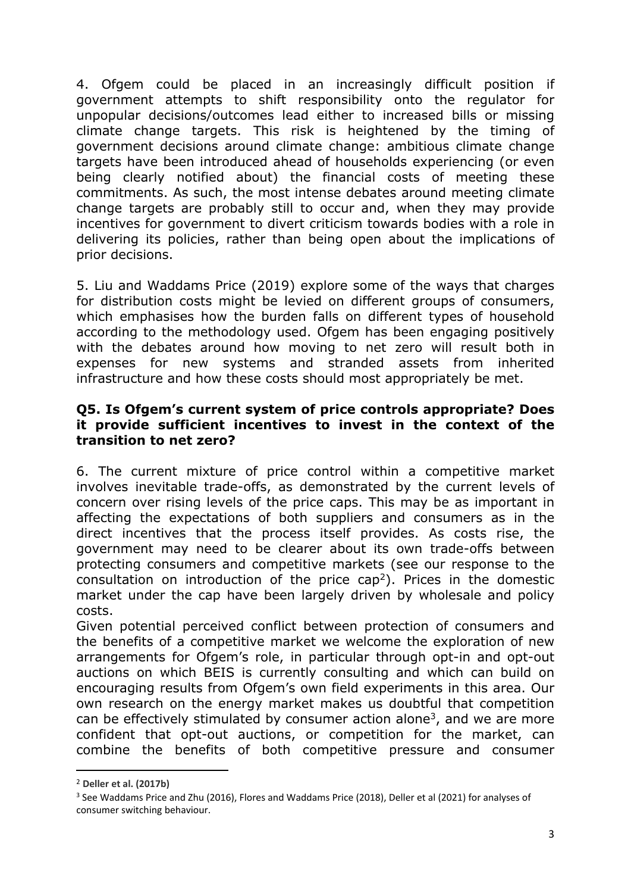4. Ofgem could be placed in an increasingly difficult position if government attempts to shift responsibility onto the regulator for unpopular decisions/outcomes lead either to increased bills or missing climate change targets. This risk is heightened by the timing of government decisions around climate change: ambitious climate change targets have been introduced ahead of households experiencing (or even being clearly notified about) the financial costs of meeting these commitments. As such, the most intense debates around meeting climate change targets are probably still to occur and, when they may provide incentives for government to divert criticism towards bodies with a role in delivering its policies, rather than being open about the implications of prior decisions.

5. Liu and Waddams Price (2019) explore some of the ways that charges for distribution costs might be levied on different groups of consumers, which emphasises how the burden falls on different types of household according to the methodology used. Ofgem has been engaging positively with the debates around how moving to net zero will result both in expenses for new systems and stranded assets from inherited infrastructure and how these costs should most appropriately be met.

**Q5. Is Ofgem's current system of price controls appropriate? Does it provide sufficient incentives to invest in the context of the transition to net zero?**

6. The current mixture of price control within a competitive market involves inevitable trade-offs, as demonstrated by the current levels of concern over rising levels of the price caps. This may be as important in affecting the expectations of both suppliers and consumers as in the direct incentives that the process itself provides. As costs rise, the government may need to be clearer about its own trade-offs between protecting consumers and competitive markets (see our response to the consultation on introduction of the price cap[2]). Prices in the domestic market under the cap have been largely driven by wholesale and policy costs.

Given potential perceived conflict between protection of consumers and the benefits of a competitive market we welcome the exploration of new arrangements for Ofgem's role, in particular through opt-in and opt-out auctions on which BEIS is currently consulting and which can build on encouraging results from Ofgem's own field experiments in this area. Our own research on the energy market makes us doubtful that competition can be effectively stimulated by consumer action alone[3], and we are more confident that opt-out auctions, or competition for the market, can combine the benefits of both competitive pressure and consumer

[2] **Deller et al. (2017b)**

[3] See Waddams Price and Zhu (2016), Flores and Waddams Price (2018), Deller et al (2021) for analyses of consumer switching behaviour.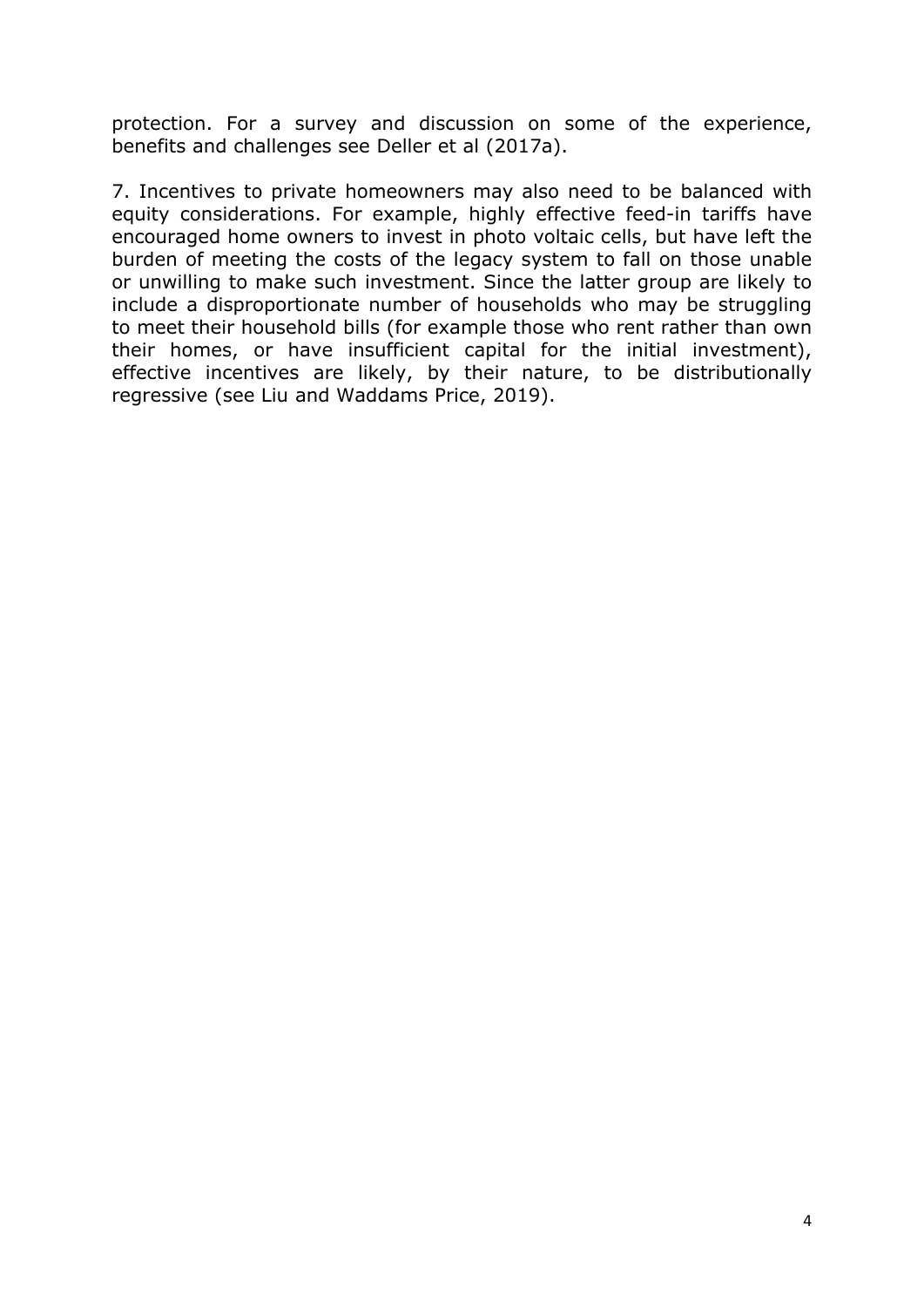protection. For a survey and discussion on some of the experience, benefits and challenges see Deller et al (2017a).

7. Incentives to private homeowners may also need to be balanced with equity considerations. For example, highly effective feed-in tariffs have encouraged home owners to invest in photo voltaic cells, but have left the burden of meeting the costs of the legacy system to fall on those unable or unwilling to make such investment. Since the latter group are likely to include a disproportionate number of households who may be struggling to meet their household bills (for example those who rent rather than own their homes, or have insufficient capital for the initial investment), effective incentives are likely, by their nature, to be distributionally regressive (see Liu and Waddams Price, 2019).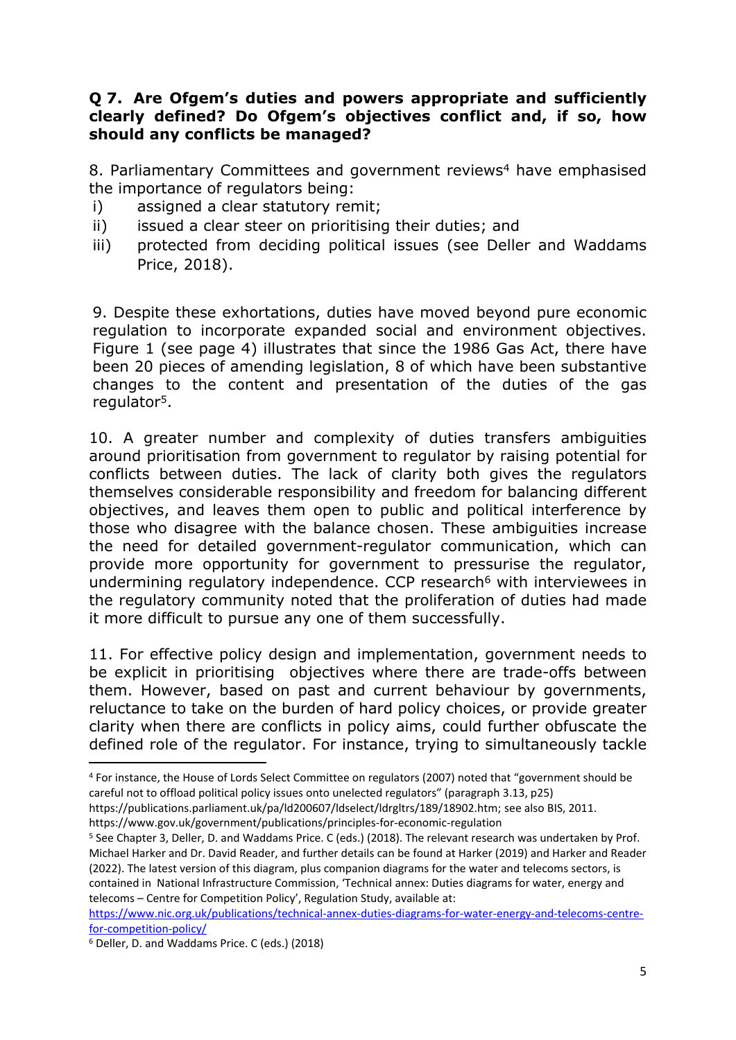**Q 7. Are Ofgem's duties and powers appropriate and sufficiently clearly defined? Do Ofgem's objectives conflict and, if so, how should any conflicts be managed?**

8. Parliamentary Committees and government reviews[4] have emphasised the importance of regulators being:

i) assigned a clear statutory remit;
ii) issued a clear steer on prioritising their duties; and
iii) protected from deciding political issues (see Deller and Waddams Price, 2018).

9. Despite these exhortations, duties have moved beyond pure economic regulation to incorporate expanded social and environment objectives. Figure 1 (see page 4) illustrates that since the 1986 Gas Act, there have been 20 pieces of amending legislation, 8 of which have been substantive changes to the content and presentation of the duties of the gas regulator[5].

10. A greater number and complexity of duties transfers ambiguities around prioritisation from government to regulator by raising potential for conflicts between duties. The lack of clarity both gives the regulators themselves considerable responsibility and freedom for balancing different objectives, and leaves them open to public and political interference by those who disagree with the balance chosen. These ambiguities increase the need for detailed government-regulator communication, which can provide more opportunity for government to pressurise the regulator, undermining regulatory independence. CCP research[6] with interviewees in the regulatory community noted that the proliferation of duties had made it more difficult to pursue any one of them successfully.

11. For effective policy design and implementation, government needs to be explicit in prioritising objectives where there are trade-offs between them. However, based on past and current behaviour by governments, reluctance to take on the burden of hard policy choices, or provide greater clarity when there are conflicts in policy aims, could further obfuscate the defined role of the regulator. For instance, trying to simultaneously tackle

---

[4] For instance, the House of Lords Select Committee on regulators (2007) noted that "government should be careful not to offload political policy issues onto unelected regulators" (paragraph 3.13, p25) https://publications.parliament.uk/pa/ld200607/ldselect/ldrgltrs/189/18902.htm; see also BIS, 2011. https://www.gov.uk/government/publications/principles-for-economic-regulation

[5] See Chapter 3, Deller, D. and Waddams Price. C (eds.) (2018). The relevant research was undertaken by Prof. Michael Harker and Dr. David Reader, and further details can be found at Harker (2019) and Harker and Reader (2022). The latest version of this diagram, plus companion diagrams for the water and telecoms sectors, is contained in National Infrastructure Commission, 'Technical annex: Duties diagrams for water, energy and telecoms – Centre for Competition Policy', Regulation Study, available at: https://www.nic.org.uk/publications/technical-annex-duties-diagrams-for-water-energy-and-telecoms-centre-for-competition-policy/

[6] Deller, D. and Waddams Price. C (eds.) (2018)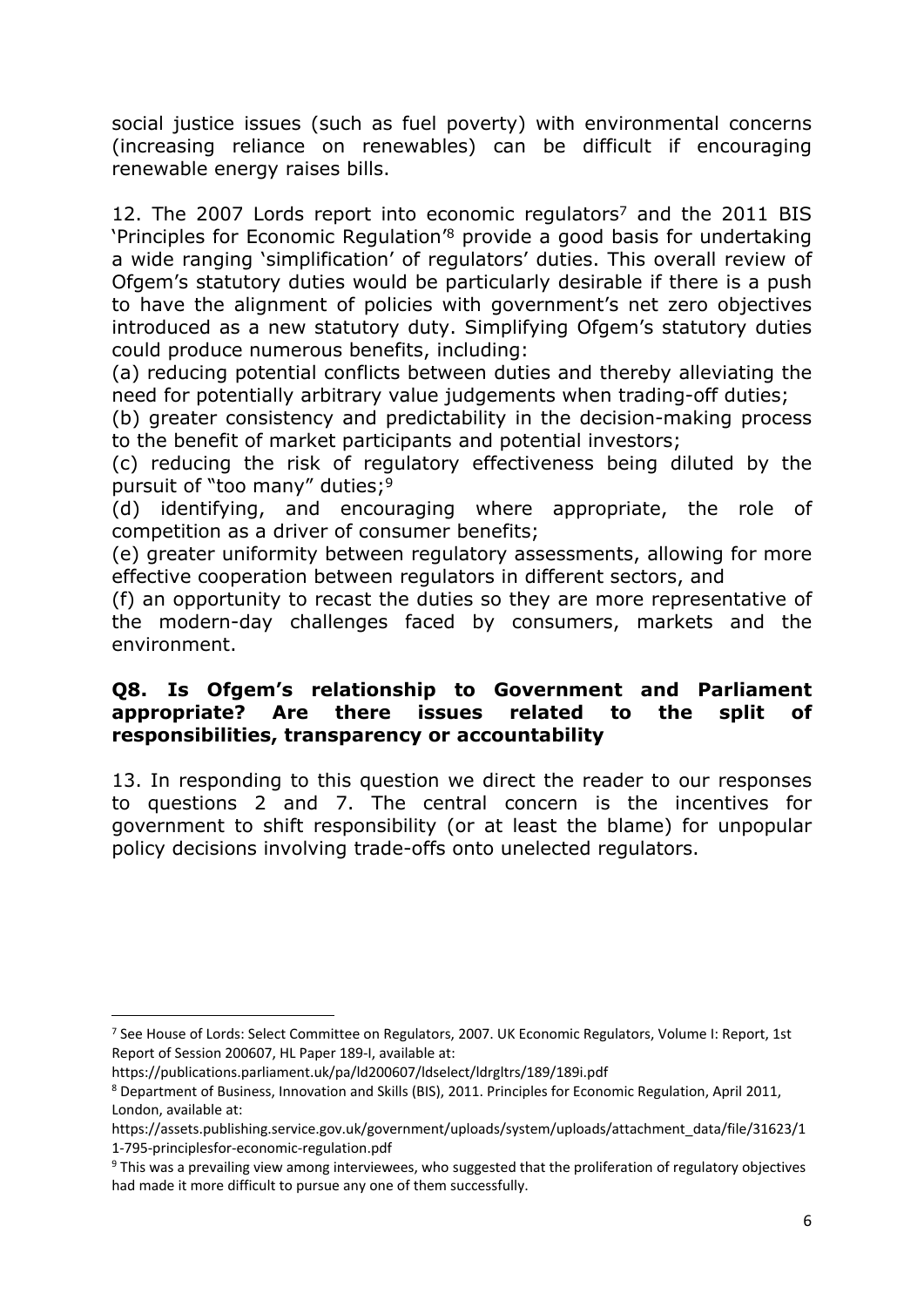social justice issues (such as fuel poverty) with environmental concerns (increasing reliance on renewables) can be difficult if encouraging renewable energy raises bills.

12. The 2007 Lords report into economic regulators[7] and the 2011 BIS 'Principles for Economic Regulation'[8] provide a good basis for undertaking a wide ranging 'simplification' of regulators' duties. This overall review of Ofgem's statutory duties would be particularly desirable if there is a push to have the alignment of policies with government's net zero objectives introduced as a new statutory duty. Simplifying Ofgem's statutory duties could produce numerous benefits, including:

(a) reducing potential conflicts between duties and thereby alleviating the need for potentially arbitrary value judgements when trading-off duties;
(b) greater consistency and predictability in the decision-making process to the benefit of market participants and potential investors;
(c) reducing the risk of regulatory effectiveness being diluted by the pursuit of "too many" duties;[9]
(d) identifying, and encouraging where appropriate, the role of competition as a driver of consumer benefits;
(e) greater uniformity between regulatory assessments, allowing for more effective cooperation between regulators in different sectors, and
(f) an opportunity to recast the duties so they are more representative of the modern-day challenges faced by consumers, markets and the environment.

**Q8. Is Ofgem's relationship to Government and Parliament appropriate? Are there issues related to the split of responsibilities, transparency or accountability**

13. In responding to this question we direct the reader to our responses to questions 2 and 7. The central concern is the incentives for government to shift responsibility (or at least the blame) for unpopular policy decisions involving trade-offs onto unelected regulators.

---

[7] See House of Lords: Select Committee on Regulators, 2007. UK Economic Regulators, Volume I: Report, 1st Report of Session 200607, HL Paper 189-I, available at: https://publications.parliament.uk/pa/ld200607/ldselect/ldrgltrs/189/189i.pdf

[8] Department of Business, Innovation and Skills (BIS), 2011. Principles for Economic Regulation, April 2011, London, available at: https://assets.publishing.service.gov.uk/government/uploads/system/uploads/attachment_data/file/31623/11-795-principlesfor-economic-regulation.pdf

[9] This was a prevailing view among interviewees, who suggested that the proliferation of regulatory objectives had made it more difficult to pursue any one of them successfully.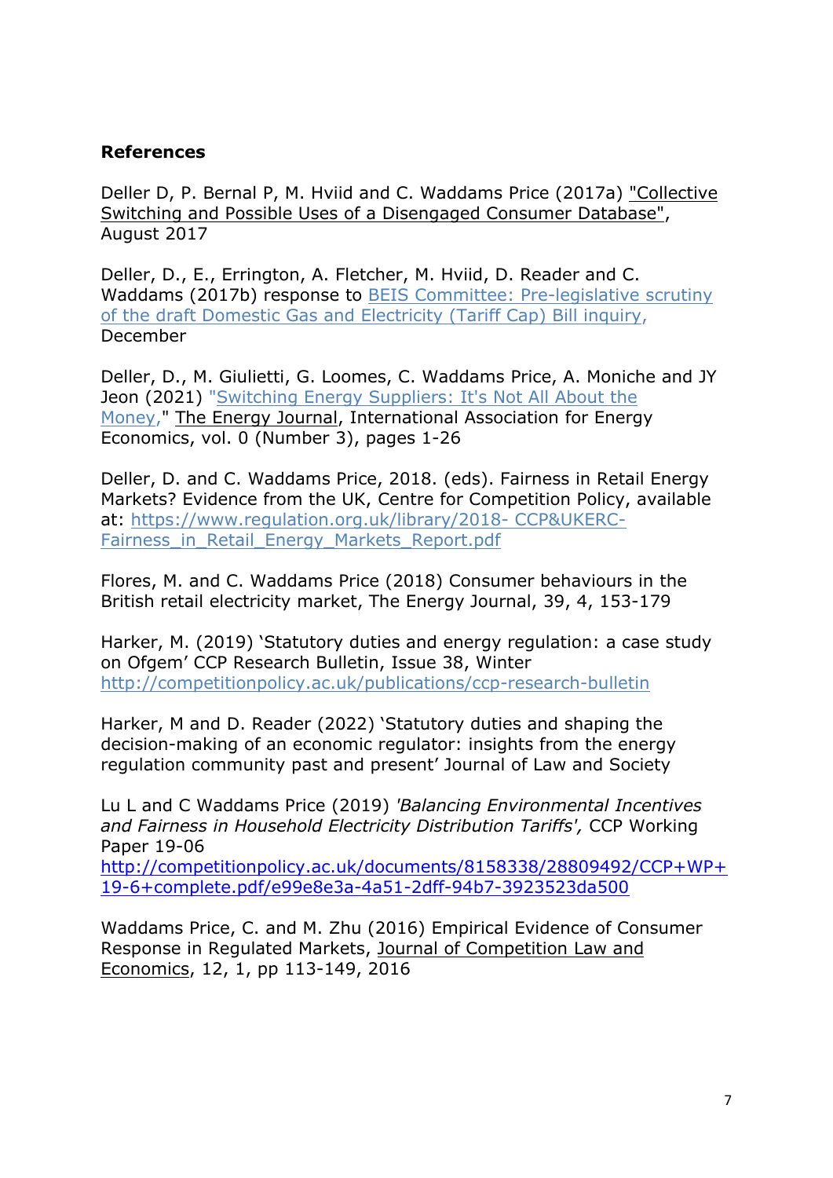**References**

Deller D, P. Bernal P, M. Hviid and C. Waddams Price (2017a) "Collective Switching and Possible Uses of a Disengaged Consumer Database", August 2017

Deller, D., E., Errington, A. Fletcher, M. Hviid, D. Reader and C. Waddams (2017b) response to BEIS Committee: Pre-legislative scrutiny of the draft Domestic Gas and Electricity (Tariff Cap) Bill inquiry, December

Deller, D., M. Giulietti, G. Loomes, C. Waddams Price, A. Moniche and JY Jeon (2021) "Switching Energy Suppliers: It's Not All About the Money," The Energy Journal, International Association for Energy Economics, vol. 0 (Number 3), pages 1-26

Deller, D. and C. Waddams Price, 2018. (eds). Fairness in Retail Energy Markets? Evidence from the UK, Centre for Competition Policy, available at: https://www.regulation.org.uk/library/2018- CCP&UKERC-Fairness_in_Retail_Energy_Markets_Report.pdf

Flores, M. and C. Waddams Price (2018) Consumer behaviours in the British retail electricity market, The Energy Journal, 39, 4, 153-179

Harker, M. (2019) 'Statutory duties and energy regulation: a case study on Ofgem' CCP Research Bulletin, Issue 38, Winter http://competitionpolicy.ac.uk/publications/ccp-research-bulletin

Harker, M and D. Reader (2022) 'Statutory duties and shaping the decision-making of an economic regulator: insights from the energy regulation community past and present' Journal of Law and Society

Lu L and C Waddams Price (2019) *'Balancing Environmental Incentives and Fairness in Household Electricity Distribution Tariffs',* CCP Working Paper 19-06 http://competitionpolicy.ac.uk/documents/8158338/28809492/CCP+WP+19-6+complete.pdf/e99e8e3a-4a51-2dff-94b7-3923523da500

Waddams Price, C. and M. Zhu (2016) Empirical Evidence of Consumer Response in Regulated Markets, Journal of Competition Law and Economics, 12, 1, pp 113-149, 2016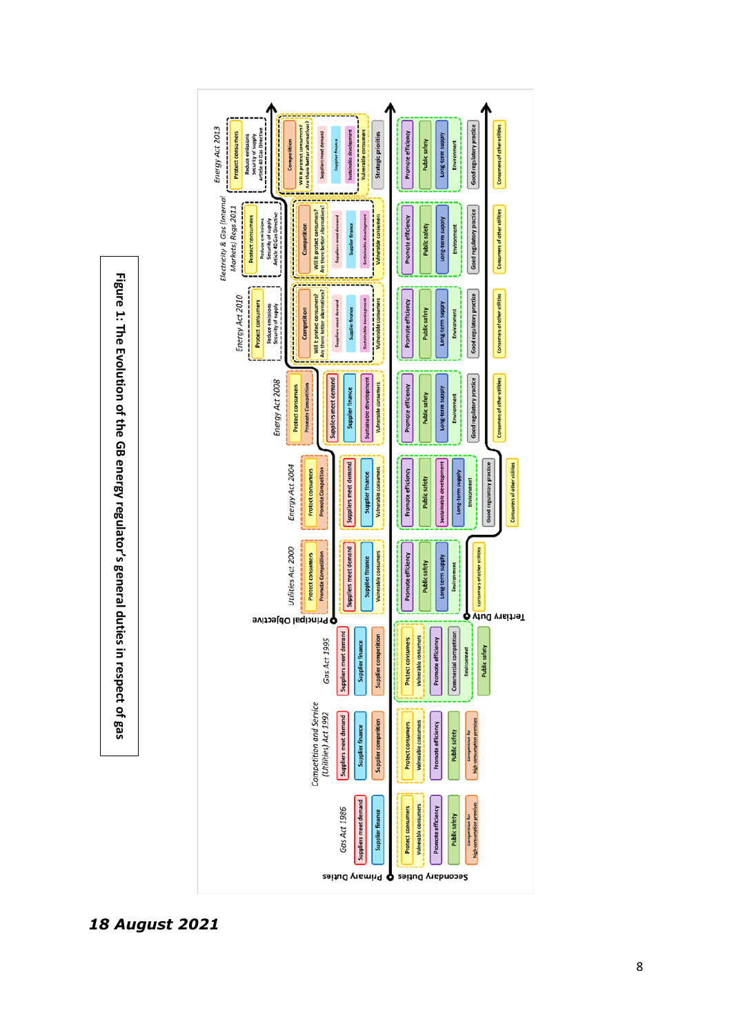Primary Duties
Secondary Duties
Principal Objective
Tertiary Duty

Gas Act 1986
Suppliers meet demand
Supplier finance
Protect consumers
Vulnerable consumers
Promote efficiency
Public safety
Competition for high-consumption premises

Competition and Service (Utilities) Act 1992
Suppliers meet demand
Supplier finance
Supplier competition
Protect consumers
Vulnerable consumers
Promote efficiency
Public safety
Competition for high-consumption premises

Gas Act 1995
Suppliers meet demand
Supplier finance
Supplier competition
Protect consumers
Vulnerable consumers
Promote efficiency
Commercial competition
Environment
Public safety

Utilities Act 2000
Protect consumers
Promote Competition
Suppliers meet demand
Supplier finance
Vulnerable consumers
Promote efficiency
Public safety
Long-term supply
Environment
Consumers of other utilities

Energy Act 2004
Protect consumers
Promote Competition
Suppliers meet demand
Supplier finance
Vulnerable consumers
Promote efficiency
Public safety
Sustainable development
Long-term supply
Environment
Good regulatory practice
Consumers of other utilities

Energy Act 2008
Protect consumers
Promote Competition
Suppliers meet demand
Supplier finance
Sustainable development
Vulnerable consumers
Promote efficiency
Public safety
Long-term supply
Environment
Good regulatory practice
Consumers of other utilities

Energy Act 2010
Protect consumers
Reduce emissions
Security of supply
Competition
Will it protect consumers? Are there better alternatives?
Suppliers meet demand
Supplier finance
Sustainable development
Vulnerable consumers
Promote efficiency
Public safety
Long-term supply
Environment
Good regulatory practice
Consumers of other utilities

Electricity & Gas (Internal Markets) Regs 2011
Protect consumers
Reduce emissions
Security of supply
Article 40 Gas Directive
Competition
Will it protect consumers? Are there better alternatives?
Suppliers meet demand
Supplier finance
Sustainable development
Vulnerable consumers
Promote efficiency
Public safety
Long-term supply
Environment
Good regulatory practice
Consumers of other utilities

Energy Act 2013
Protect consumers
Reduce emissions
Security of supply
Article 40 Gas Directive
Competition
Will it protect consumers? Are there better alternatives?
Suppliers meet demand
Supplier finance
Sustainable development
Vulnerable consumers
Strategic priorities
Promote efficiency
Public safety
Long-term supply
Environment
Good regulatory practice
Consumers of other utilities

**Figure 1: The Evolution of the GB energy regulator's general duties in respect of gas**

***18 August 2021***